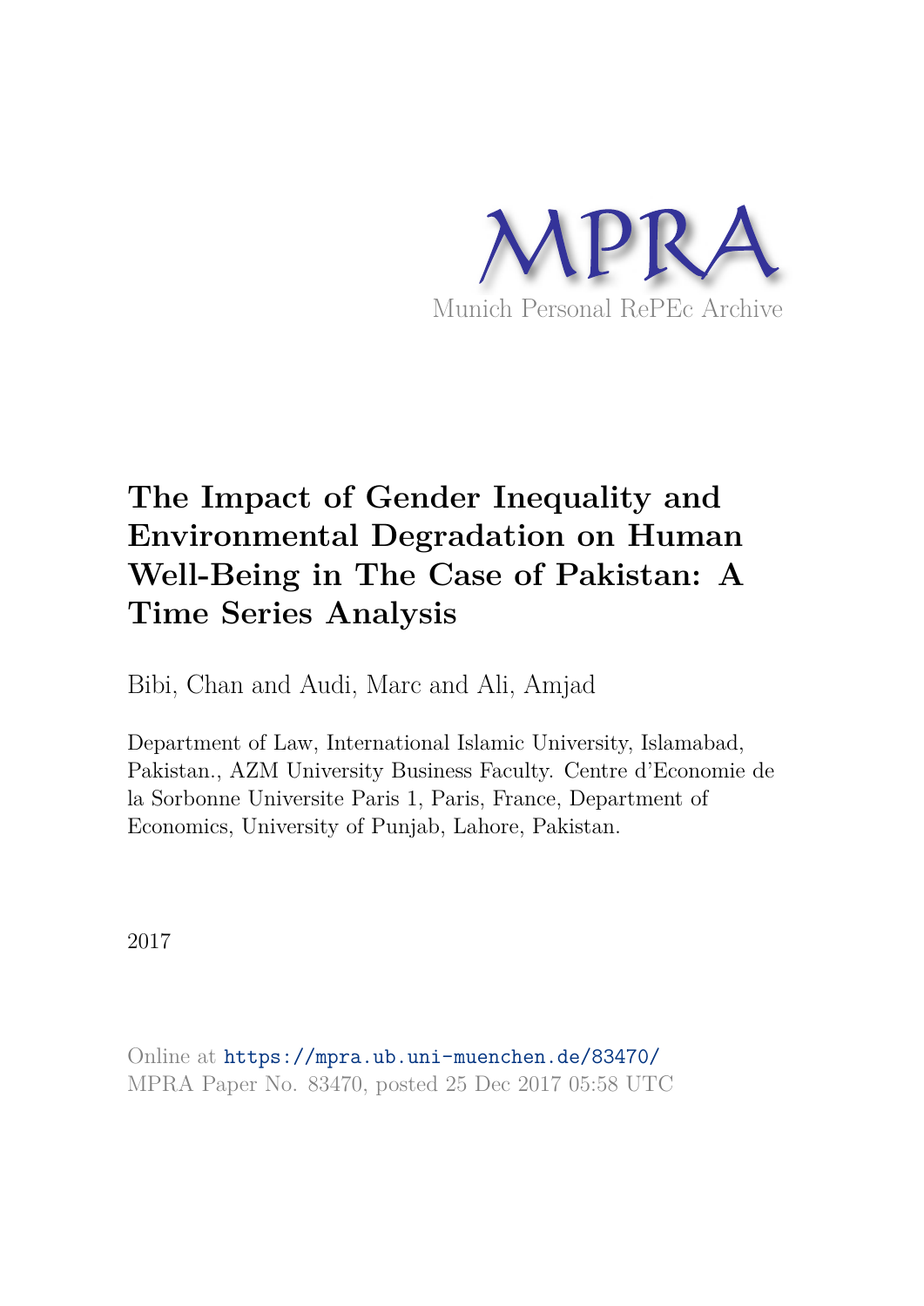MPRA

Munich Personal RePEc Archive

# The Impact of Gender Inequality and Environmental Degradation on Human Well-Being in The Case of Pakistan: A Time Series Analysis

Bibi, Chan and Audi, Marc and Ali, Amjad

Department of Law, International Islamic University, Islamabad, Pakistan., AZM University Business Faculty. Centre d'Economie de la Sorbonne Universite Paris 1, Paris, France, Department of Economics, University of Punjab, Lahore, Pakistan.

2017

Online at https://mpra.ub.uni-muenchen.de/83470/
MPRA Paper No. 83470, posted 25 Dec 2017 05:58 UTC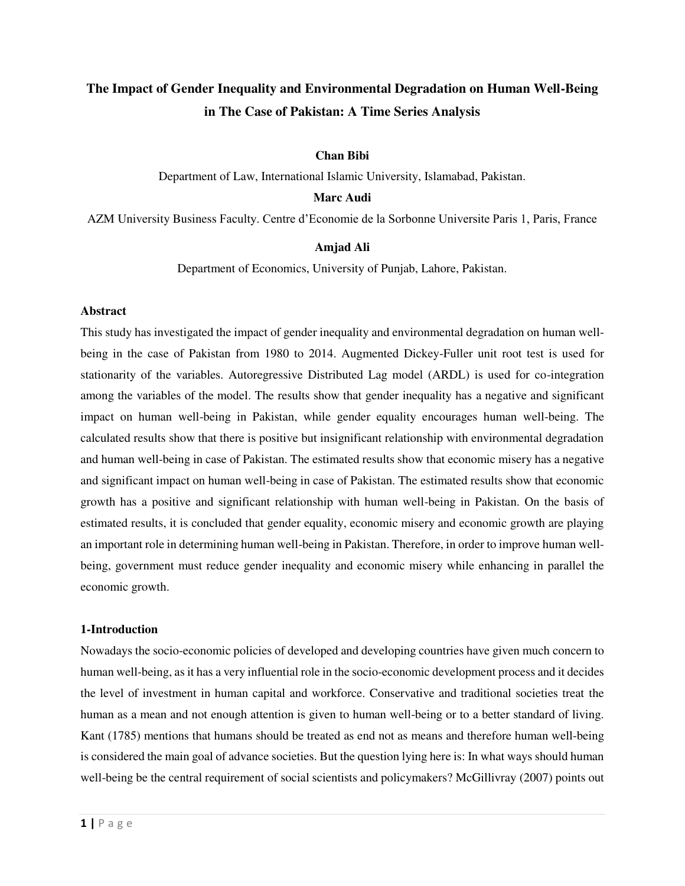# The Impact of Gender Inequality and Environmental Degradation on Human Well-Being in The Case of Pakistan: A Time Series Analysis

**Chan Bibi**

Department of Law, International Islamic University, Islamabad, Pakistan.

**Marc Audi**

AZM University Business Faculty. Centre d'Economie de la Sorbonne Universite Paris 1, Paris, France

**Amjad Ali**

Department of Economics, University of Punjab, Lahore, Pakistan.

## Abstract

This study has investigated the impact of gender inequality and environmental degradation on human well-being in the case of Pakistan from 1980 to 2014. Augmented Dickey-Fuller unit root test is used for stationarity of the variables. Autoregressive Distributed Lag model (ARDL) is used for co-integration among the variables of the model. The results show that gender inequality has a negative and significant impact on human well-being in Pakistan, while gender equality encourages human well-being. The calculated results show that there is positive but insignificant relationship with environmental degradation and human well-being in case of Pakistan. The estimated results show that economic misery has a negative and significant impact on human well-being in case of Pakistan. The estimated results show that economic growth has a positive and significant relationship with human well-being in Pakistan. On the basis of estimated results, it is concluded that gender equality, economic misery and economic growth are playing an important role in determining human well-being in Pakistan. Therefore, in order to improve human well-being, government must reduce gender inequality and economic misery while enhancing in parallel the economic growth.

## 1-Introduction

Nowadays the socio-economic policies of developed and developing countries have given much concern to human well-being, as it has a very influential role in the socio-economic development process and it decides the level of investment in human capital and workforce. Conservative and traditional societies treat the human as a mean and not enough attention is given to human well-being or to a better standard of living. Kant (1785) mentions that humans should be treated as end not as means and therefore human well-being is considered the main goal of advance societies. But the question lying here is: In what ways should human well-being be the central requirement of social scientists and policymakers? McGillivray (2007) points out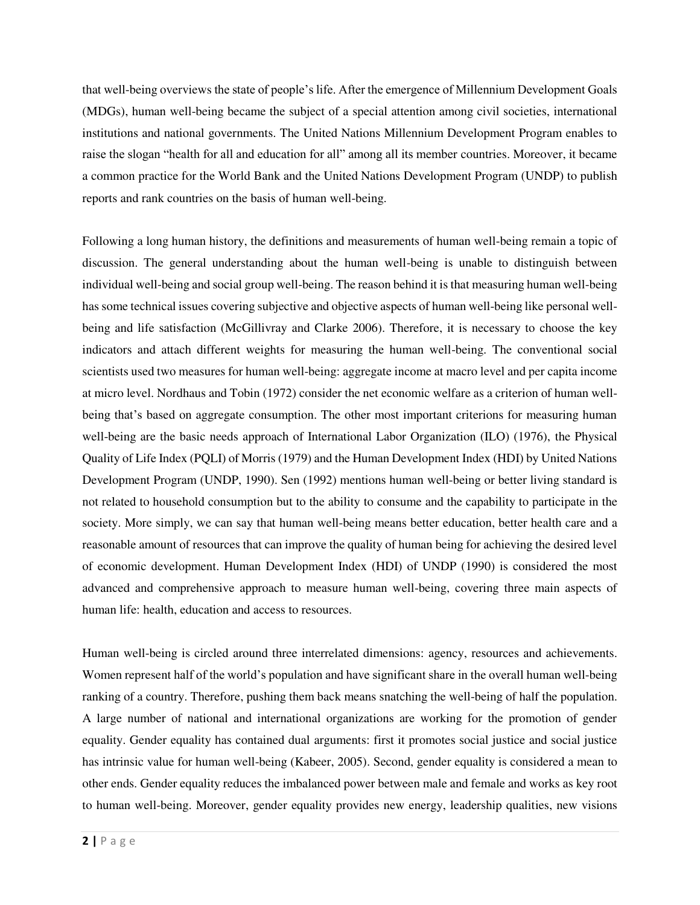that well-being overviews the state of people's life. After the emergence of Millennium Development Goals (MDGs), human well-being became the subject of a special attention among civil societies, international institutions and national governments. The United Nations Millennium Development Program enables to raise the slogan "health for all and education for all" among all its member countries. Moreover, it became a common practice for the World Bank and the United Nations Development Program (UNDP) to publish reports and rank countries on the basis of human well-being.

Following a long human history, the definitions and measurements of human well-being remain a topic of discussion. The general understanding about the human well-being is unable to distinguish between individual well-being and social group well-being. The reason behind it is that measuring human well-being has some technical issues covering subjective and objective aspects of human well-being like personal well-being and life satisfaction (McGillivray and Clarke 2006). Therefore, it is necessary to choose the key indicators and attach different weights for measuring the human well-being. The conventional social scientists used two measures for human well-being: aggregate income at macro level and per capita income at micro level. Nordhaus and Tobin (1972) consider the net economic welfare as a criterion of human well-being that's based on aggregate consumption. The other most important criterions for measuring human well-being are the basic needs approach of International Labor Organization (ILO) (1976), the Physical Quality of Life Index (PQLI) of Morris (1979) and the Human Development Index (HDI) by United Nations Development Program (UNDP, 1990). Sen (1992) mentions human well-being or better living standard is not related to household consumption but to the ability to consume and the capability to participate in the society. More simply, we can say that human well-being means better education, better health care and a reasonable amount of resources that can improve the quality of human being for achieving the desired level of economic development. Human Development Index (HDI) of UNDP (1990) is considered the most advanced and comprehensive approach to measure human well-being, covering three main aspects of human life: health, education and access to resources.

Human well-being is circled around three interrelated dimensions: agency, resources and achievements. Women represent half of the world's population and have significant share in the overall human well-being ranking of a country. Therefore, pushing them back means snatching the well-being of half the population. A large number of national and international organizations are working for the promotion of gender equality. Gender equality has contained dual arguments: first it promotes social justice and social justice has intrinsic value for human well-being (Kabeer, 2005). Second, gender equality is considered a mean to other ends. Gender equality reduces the imbalanced power between male and female and works as key root to human well-being. Moreover, gender equality provides new energy, leadership qualities, new visions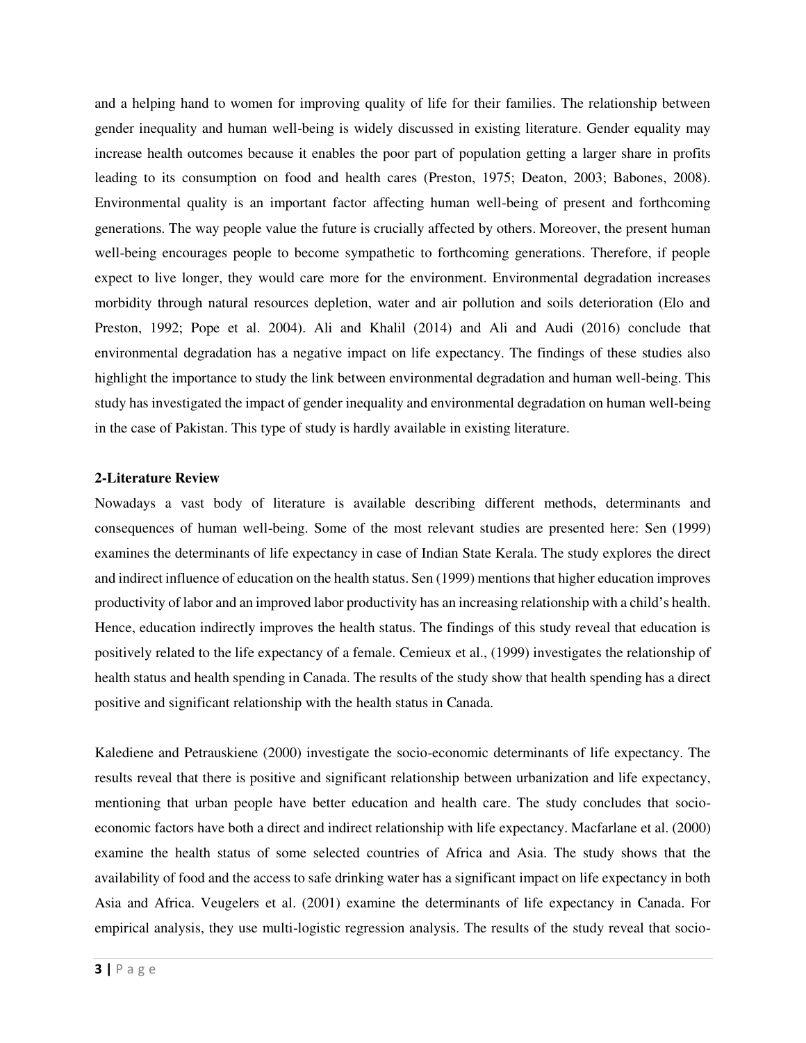and a helping hand to women for improving quality of life for their families. The relationship between gender inequality and human well-being is widely discussed in existing literature. Gender equality may increase health outcomes because it enables the poor part of population getting a larger share in profits leading to its consumption on food and health cares (Preston, 1975; Deaton, 2003; Babones, 2008). Environmental quality is an important factor affecting human well-being of present and forthcoming generations. The way people value the future is crucially affected by others. Moreover, the present human well-being encourages people to become sympathetic to forthcoming generations. Therefore, if people expect to live longer, they would care more for the environment. Environmental degradation increases morbidity through natural resources depletion, water and air pollution and soils deterioration (Elo and Preston, 1992; Pope et al. 2004). Ali and Khalil (2014) and Ali and Audi (2016) conclude that environmental degradation has a negative impact on life expectancy. The findings of these studies also highlight the importance to study the link between environmental degradation and human well-being. This study has investigated the impact of gender inequality and environmental degradation on human well-being in the case of Pakistan. This type of study is hardly available in existing literature.

## 2-Literature Review

Nowadays a vast body of literature is available describing different methods, determinants and consequences of human well-being. Some of the most relevant studies are presented here: Sen (1999) examines the determinants of life expectancy in case of Indian State Kerala. The study explores the direct and indirect influence of education on the health status. Sen (1999) mentions that higher education improves productivity of labor and an improved labor productivity has an increasing relationship with a child's health. Hence, education indirectly improves the health status. The findings of this study reveal that education is positively related to the life expectancy of a female. Cemieux et al., (1999) investigates the relationship of health status and health spending in Canada. The results of the study show that health spending has a direct positive and significant relationship with the health status in Canada.

Kalediene and Petrauskiene (2000) investigate the socio-economic determinants of life expectancy. The results reveal that there is positive and significant relationship between urbanization and life expectancy, mentioning that urban people have better education and health care. The study concludes that socio-economic factors have both a direct and indirect relationship with life expectancy. Macfarlane et al. (2000) examine the health status of some selected countries of Africa and Asia. The study shows that the availability of food and the access to safe drinking water has a significant impact on life expectancy in both Asia and Africa. Veugelers et al. (2001) examine the determinants of life expectancy in Canada. For empirical analysis, they use multi-logistic regression analysis. The results of the study reveal that socio-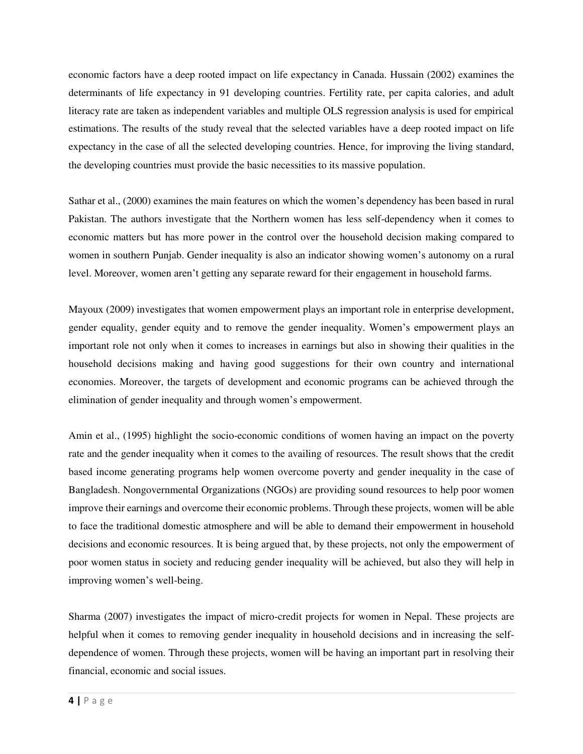economic factors have a deep rooted impact on life expectancy in Canada. Hussain (2002) examines the determinants of life expectancy in 91 developing countries. Fertility rate, per capita calories, and adult literacy rate are taken as independent variables and multiple OLS regression analysis is used for empirical estimations. The results of the study reveal that the selected variables have a deep rooted impact on life expectancy in the case of all the selected developing countries. Hence, for improving the living standard, the developing countries must provide the basic necessities to its massive population.

Sathar et al., (2000) examines the main features on which the women's dependency has been based in rural Pakistan. The authors investigate that the Northern women has less self-dependency when it comes to economic matters but has more power in the control over the household decision making compared to women in southern Punjab. Gender inequality is also an indicator showing women's autonomy on a rural level. Moreover, women aren't getting any separate reward for their engagement in household farms.

Mayoux (2009) investigates that women empowerment plays an important role in enterprise development, gender equality, gender equity and to remove the gender inequality. Women's empowerment plays an important role not only when it comes to increases in earnings but also in showing their qualities in the household decisions making and having good suggestions for their own country and international economies. Moreover, the targets of development and economic programs can be achieved through the elimination of gender inequality and through women's empowerment.

Amin et al., (1995) highlight the socio-economic conditions of women having an impact on the poverty rate and the gender inequality when it comes to the availing of resources. The result shows that the credit based income generating programs help women overcome poverty and gender inequality in the case of Bangladesh. Nongovernmental Organizations (NGOs) are providing sound resources to help poor women improve their earnings and overcome their economic problems. Through these projects, women will be able to face the traditional domestic atmosphere and will be able to demand their empowerment in household decisions and economic resources. It is being argued that, by these projects, not only the empowerment of poor women status in society and reducing gender inequality will be achieved, but also they will help in improving women's well-being.

Sharma (2007) investigates the impact of micro-credit projects for women in Nepal. These projects are helpful when it comes to removing gender inequality in household decisions and in increasing the self-dependence of women. Through these projects, women will be having an important part in resolving their financial, economic and social issues.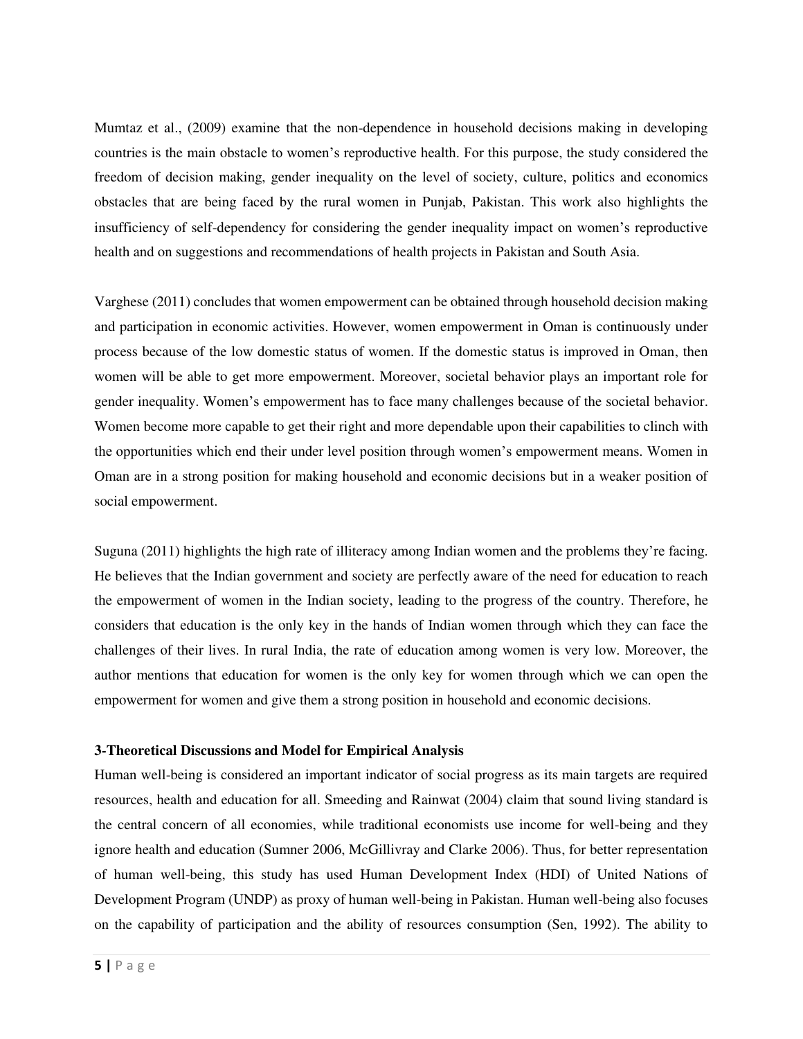Mumtaz et al., (2009) examine that the non-dependence in household decisions making in developing countries is the main obstacle to women's reproductive health. For this purpose, the study considered the freedom of decision making, gender inequality on the level of society, culture, politics and economics obstacles that are being faced by the rural women in Punjab, Pakistan. This work also highlights the insufficiency of self-dependency for considering the gender inequality impact on women's reproductive health and on suggestions and recommendations of health projects in Pakistan and South Asia.

Varghese (2011) concludes that women empowerment can be obtained through household decision making and participation in economic activities. However, women empowerment in Oman is continuously under process because of the low domestic status of women. If the domestic status is improved in Oman, then women will be able to get more empowerment. Moreover, societal behavior plays an important role for gender inequality. Women's empowerment has to face many challenges because of the societal behavior. Women become more capable to get their right and more dependable upon their capabilities to clinch with the opportunities which end their under level position through women's empowerment means. Women in Oman are in a strong position for making household and economic decisions but in a weaker position of social empowerment.

Suguna (2011) highlights the high rate of illiteracy among Indian women and the problems they're facing. He believes that the Indian government and society are perfectly aware of the need for education to reach the empowerment of women in the Indian society, leading to the progress of the country. Therefore, he considers that education is the only key in the hands of Indian women through which they can face the challenges of their lives. In rural India, the rate of education among women is very low. Moreover, the author mentions that education for women is the only key for women through which we can open the empowerment for women and give them a strong position in household and economic decisions.

### 3-Theoretical Discussions and Model for Empirical Analysis

Human well-being is considered an important indicator of social progress as its main targets are required resources, health and education for all. Smeeding and Rainwat (2004) claim that sound living standard is the central concern of all economies, while traditional economists use income for well-being and they ignore health and education (Sumner 2006, McGillivray and Clarke 2006). Thus, for better representation of human well-being, this study has used Human Development Index (HDI) of United Nations of Development Program (UNDP) as proxy of human well-being in Pakistan. Human well-being also focuses on the capability of participation and the ability of resources consumption (Sen, 1992). The ability to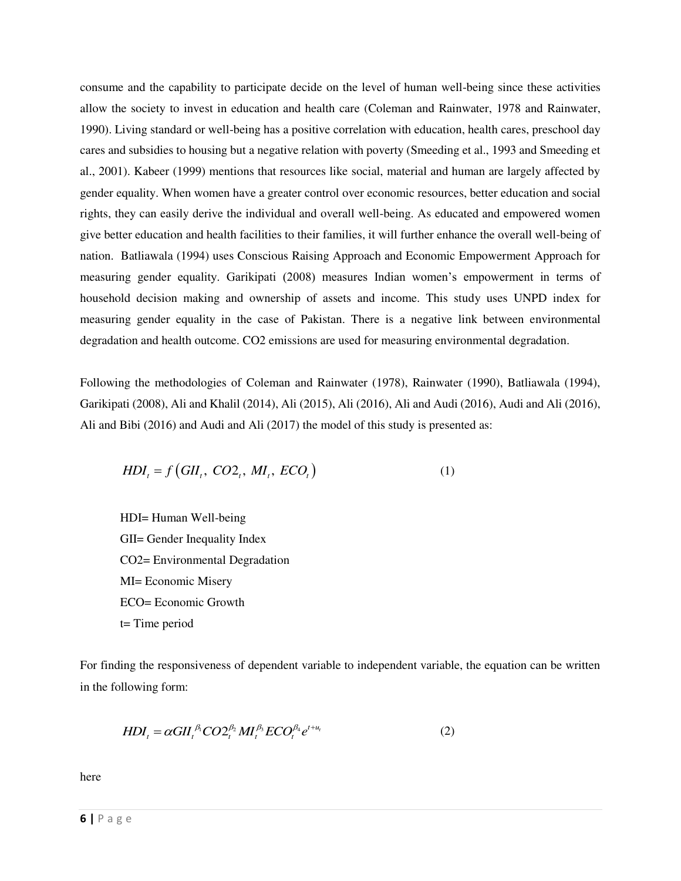consume and the capability to participate decide on the level of human well-being since these activities allow the society to invest in education and health care (Coleman and Rainwater, 1978 and Rainwater, 1990). Living standard or well-being has a positive correlation with education, health cares, preschool day cares and subsidies to housing but a negative relation with poverty (Smeeding et al., 1993 and Smeeding et al., 2001). Kabeer (1999) mentions that resources like social, material and human are largely affected by gender equality. When women have a greater control over economic resources, better education and social rights, they can easily derive the individual and overall well-being. As educated and empowered women give better education and health facilities to their families, it will further enhance the overall well-being of nation. Batliawala (1994) uses Conscious Raising Approach and Economic Empowerment Approach for measuring gender equality. Garikipati (2008) measures Indian women's empowerment in terms of household decision making and ownership of assets and income. This study uses UNPD index for measuring gender equality in the case of Pakistan. There is a negative link between environmental degradation and health outcome. CO2 emissions are used for measuring environmental degradation.

Following the methodologies of Coleman and Rainwater (1978), Rainwater (1990), Batliawala (1994), Garikipati (2008), Ali and Khalil (2014), Ali (2015), Ali (2016), Ali and Audi (2016), Audi and Ali (2016), Ali and Bibi (2016) and Audi and Ali (2017) the model of this study is presented as:

$$HDI_t = f\left(GII_t,\ CO2_t,\ MI_t,\ ECO_t\right) \tag{1}$$

HDI= Human Well-being  
GII= Gender Inequality Index  
CO2= Environmental Degradation  
MI= Economic Misery  
ECO= Economic Growth  
t= Time period

For finding the responsiveness of dependent variable to independent variable, the equation can be written in the following form:

$$HDI_t = \alpha GII_t^{\beta_1} CO2_t^{\beta_2} MI_t^{\beta_3} ECO_t^{\beta_4} e^{t+u_t} \tag{2}$$

here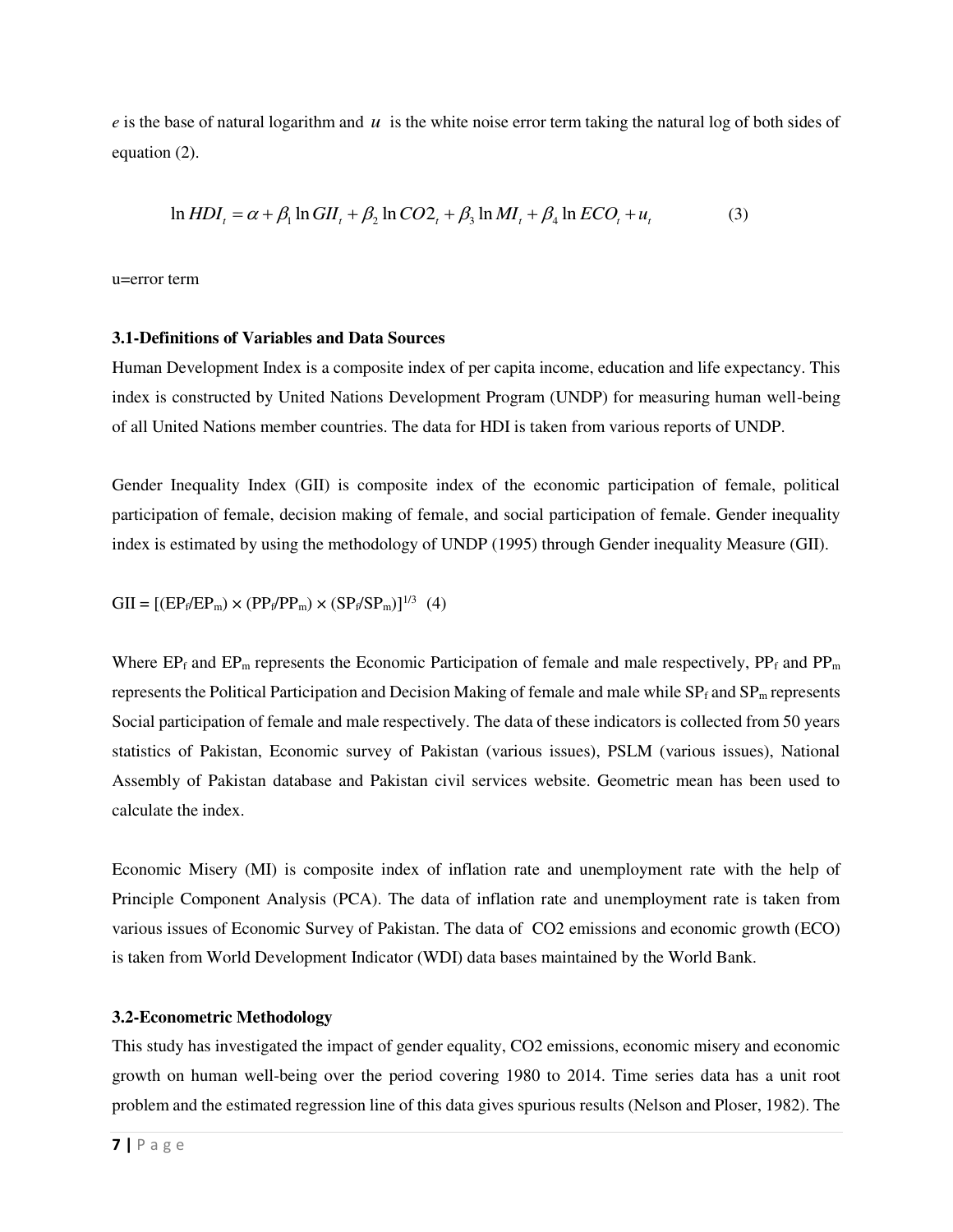*e* is the base of natural logarithm and $u$ is the white noise error term taking the natural log of both sides of equation (2).

$$\ln HDI_t = \alpha + \beta_1 \ln GII_t + \beta_2 \ln CO2_t + \beta_3 \ln MI_t + \beta_4 \ln ECO_t + u_t \qquad (3)$$

u=error term

### 3.1-Definitions of Variables and Data Sources

Human Development Index is a composite index of per capita income, education and life expectancy. This index is constructed by United Nations Development Program (UNDP) for measuring human well-being of all United Nations member countries. The data for HDI is taken from various reports of UNDP.

Gender Inequality Index (GII) is composite index of the economic participation of female, political participation of female, decision making of female, and social participation of female. Gender inequality index is estimated by using the methodology of UNDP (1995) through Gender inequality Measure (GII).

$$GII = [(EP_f/EP_m) \times (PP_f/PP_m) \times (SP_f/SP_m)]^{1/3} \quad (4)$$

Where $EP_f$ and $EP_m$ represents the Economic Participation of female and male respectively, $PP_f$ and $PP_m$ represents the Political Participation and Decision Making of female and male while $SP_f$ and $SP_m$ represents Social participation of female and male respectively. The data of these indicators is collected from 50 years statistics of Pakistan, Economic survey of Pakistan (various issues), PSLM (various issues), National Assembly of Pakistan database and Pakistan civil services website. Geometric mean has been used to calculate the index.

Economic Misery (MI) is composite index of inflation rate and unemployment rate with the help of Principle Component Analysis (PCA). The data of inflation rate and unemployment rate is taken from various issues of Economic Survey of Pakistan. The data of $CO_2$ emissions and economic growth (ECO) is taken from World Development Indicator (WDI) data bases maintained by the World Bank.

### 3.2-Econometric Methodology

This study has investigated the impact of gender equality, $CO_2$ emissions, economic misery and economic growth on human well-being over the period covering 1980 to 2014. Time series data has a unit root problem and the estimated regression line of this data gives spurious results (Nelson and Ploser, 1982). The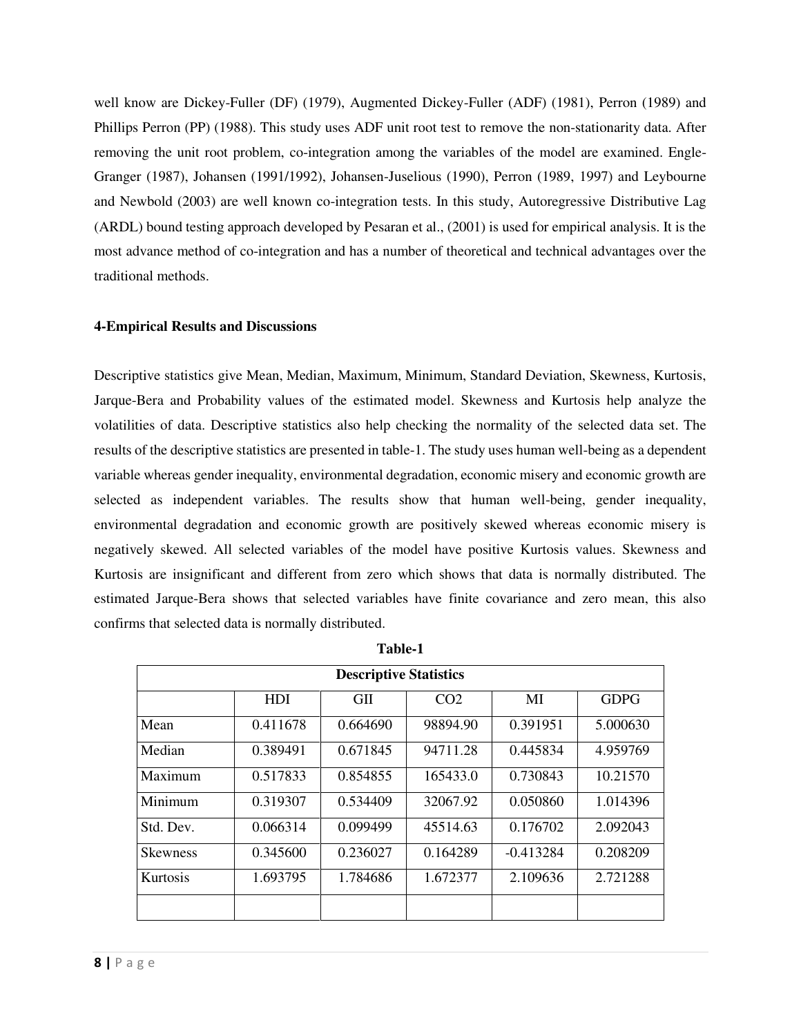well know are Dickey-Fuller (DF) (1979), Augmented Dickey-Fuller (ADF) (1981), Perron (1989) and Phillips Perron (PP) (1988). This study uses ADF unit root test to remove the non-stationarity data. After removing the unit root problem, co-integration among the variables of the model are examined. Engle-Granger (1987), Johansen (1991/1992), Johansen-Juselious (1990), Perron (1989, 1997) and Leybourne and Newbold (2003) are well known co-integration tests. In this study, Autoregressive Distributive Lag (ARDL) bound testing approach developed by Pesaran et al., (2001) is used for empirical analysis. It is the most advance method of co-integration and has a number of theoretical and technical advantages over the traditional methods.

**4-Empirical Results and Discussions**

Descriptive statistics give Mean, Median, Maximum, Minimum, Standard Deviation, Skewness, Kurtosis, Jarque-Bera and Probability values of the estimated model. Skewness and Kurtosis help analyze the volatilities of data. Descriptive statistics also help checking the normality of the selected data set. The results of the descriptive statistics are presented in table-1. The study uses human well-being as a dependent variable whereas gender inequality, environmental degradation, economic misery and economic growth are selected as independent variables. The results show that human well-being, gender inequality, environmental degradation and economic growth are positively skewed whereas economic misery is negatively skewed. All selected variables of the model have positive Kurtosis values. Skewness and Kurtosis are insignificant and different from zero which shows that data is normally distributed. The estimated Jarque-Bera shows that selected variables have finite covariance and zero mean, this also confirms that selected data is normally distributed.

**Table-1**

| Descriptive Statistics | | | | | |
|---|---|---|---|---|---|
| | HDI | GII | $CO_2$ | MI | GDPG |
| Mean | 0.411678 | 0.664690 | 98894.90 | 0.391951 | 5.000630 |
| Median | 0.389491 | 0.671845 | 94711.28 | 0.445834 | 4.959769 |
| Maximum | 0.517833 | 0.854855 | 165433.0 | 0.730843 | 10.21570 |
| Minimum | 0.319307 | 0.534409 | 32067.92 | 0.050860 | 1.014396 |
| Std. Dev. | 0.066314 | 0.099499 | 45514.63 | 0.176702 | 2.092043 |
| Skewness | 0.345600 | 0.236027 | 0.164289 | -0.413284 | 0.208209 |
| Kurtosis | 1.693795 | 1.784686 | 1.672377 | 2.109636 | 2.721288 |
| | | | | | |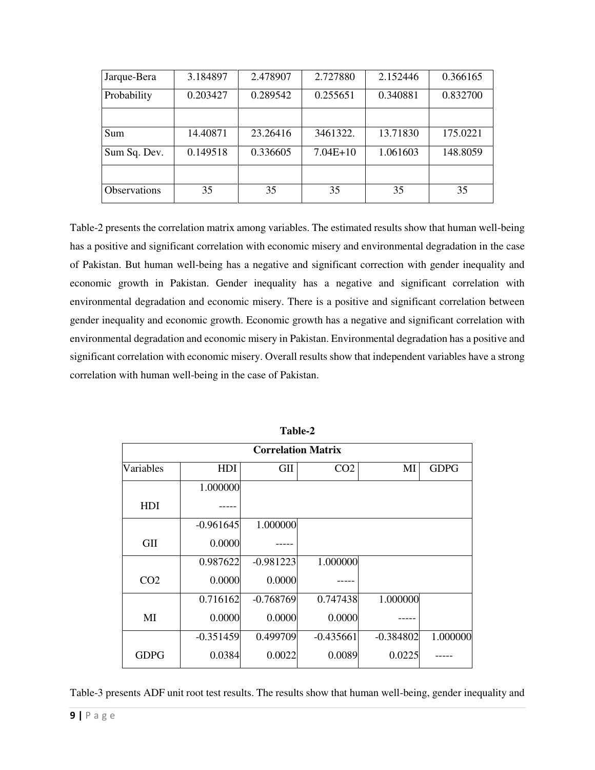| Jarque-Bera | 3.184897 | 2.478907 | 2.727880 | 2.152446 | 0.366165 |
|---|---|---|---|---|---|
| Probability | 0.203427 | 0.289542 | 0.255651 | 0.340881 | 0.832700 |
| | | | | | |
| Sum | 14.40871 | 23.26416 | 3461322. | 13.71830 | 175.0221 |
| Sum Sq. Dev. | 0.149518 | 0.336605 | 7.04E+10 | 1.061603 | 148.8059 |
| | | | | | |
| Observations | 35 | 35 | 35 | 35 | 35 |

Table-2 presents the correlation matrix among variables. The estimated results show that human well-being has a positive and significant correlation with economic misery and environmental degradation in the case of Pakistan. But human well-being has a negative and significant correction with gender inequality and economic growth in Pakistan. Gender inequality has a negative and significant correlation with environmental degradation and economic misery. There is a positive and significant correlation between gender inequality and economic growth. Economic growth has a negative and significant correlation with environmental degradation and economic misery in Pakistan. Environmental degradation has a positive and significant correlation with economic misery. Overall results show that independent variables have a strong correlation with human well-being in the case of Pakistan.

**Table-2**

| **Correlation Matrix** | | | | | |
|---|---|---|---|---|---|
| Variables | HDI | GII | CO2 | MI | GDPG |
| HDI | 1.000000 | | | | |
| | ----- | | | | |
| GII | -0.961645 | 1.000000 | | | |
| | 0.0000 | ----- | | | |
| CO2 | 0.987622 | -0.981223 | 1.000000 | | |
| | 0.0000 | 0.0000 | ----- | | |
| MI | 0.716162 | -0.768769 | 0.747438 | 1.000000 | |
| | 0.0000 | 0.0000 | 0.0000 | ----- | |
| GDPG | -0.351459 | 0.499709 | -0.435661 | -0.384802 | 1.000000 |
| | 0.0384 | 0.0022 | 0.0089 | 0.0225 | ----- |

Table-3 presents ADF unit root test results. The results show that human well-being, gender inequality and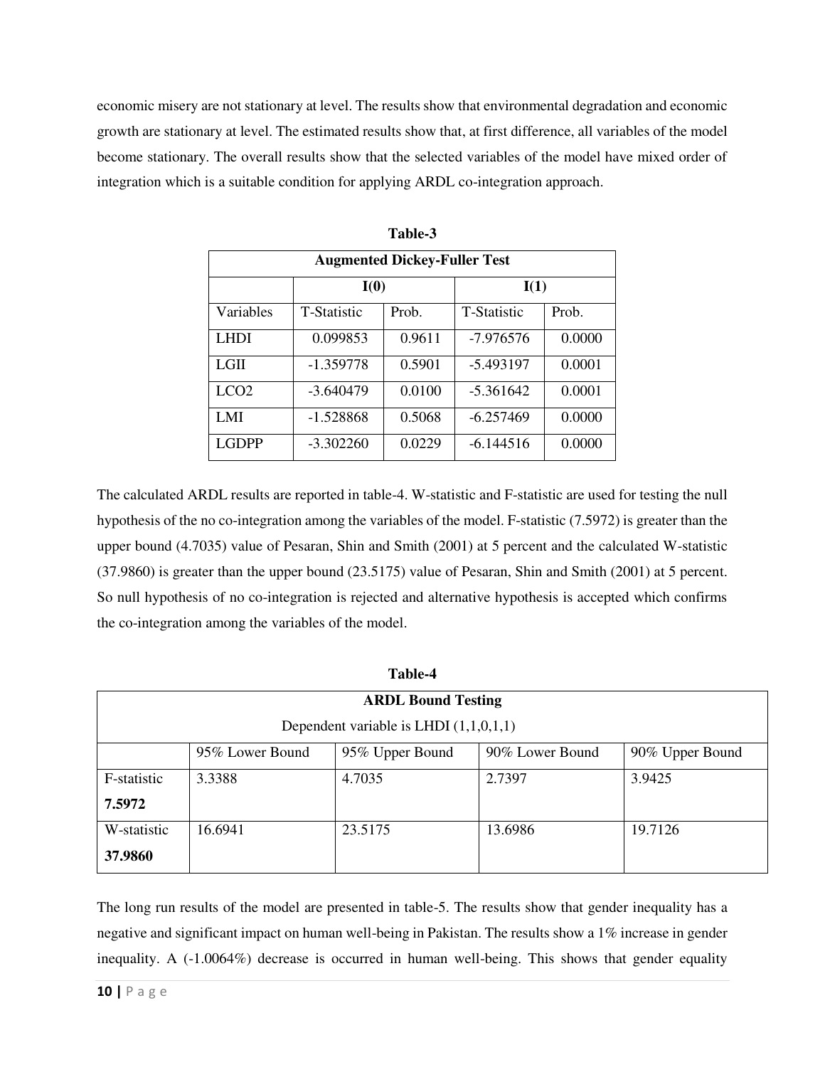economic misery are not stationary at level. The results show that environmental degradation and economic growth are stationary at level. The estimated results show that, at first difference, all variables of the model become stationary. The overall results show that the selected variables of the model have mixed order of integration which is a suitable condition for applying ARDL co-integration approach.

**Table-3**

| Augmented Dickey-Fuller Test | | | | |
|---|---|---|---|---|
| | I(0) | | I(1) | |
| Variables | T-Statistic | Prob. | T-Statistic | Prob. |
| LHDI | 0.099853 | 0.9611 | -7.976576 | 0.0000 |
| LGII | -1.359778 | 0.5901 | -5.493197 | 0.0001 |
| LCO2 | -3.640479 | 0.0100 | -5.361642 | 0.0001 |
| LMI | -1.528868 | 0.5068 | -6.257469 | 0.0000 |
| LGDPP | -3.302260 | 0.0229 | -6.144516 | 0.0000 |

The calculated ARDL results are reported in table-4. W-statistic and F-statistic are used for testing the null hypothesis of the no co-integration among the variables of the model. F-statistic (7.5972) is greater than the upper bound (4.7035) value of Pesaran, Shin and Smith (2001) at 5 percent and the calculated W-statistic (37.9860) is greater than the upper bound (23.5175) value of Pesaran, Shin and Smith (2001) at 5 percent. So null hypothesis of no co-integration is rejected and alternative hypothesis is accepted which confirms the co-integration among the variables of the model.

**Table-4**

| ARDL Bound Testing<br>Dependent variable is LHDI (1,1,0,1,1) | | | | |
|---|---|---|---|---|
| | 95% Lower Bound | 95% Upper Bound | 90% Lower Bound | 90% Upper Bound |
| F-statistic **7.5972** | 3.3388 | 4.7035 | 2.7397 | 3.9425 |
| W-statistic **37.9860** | 16.6941 | 23.5175 | 13.6986 | 19.7126 |

The long run results of the model are presented in table-5. The results show that gender inequality has a negative and significant impact on human well-being in Pakistan. The results show a 1% increase in gender inequality. A (-1.0064%) decrease is occurred in human well-being. This shows that gender equality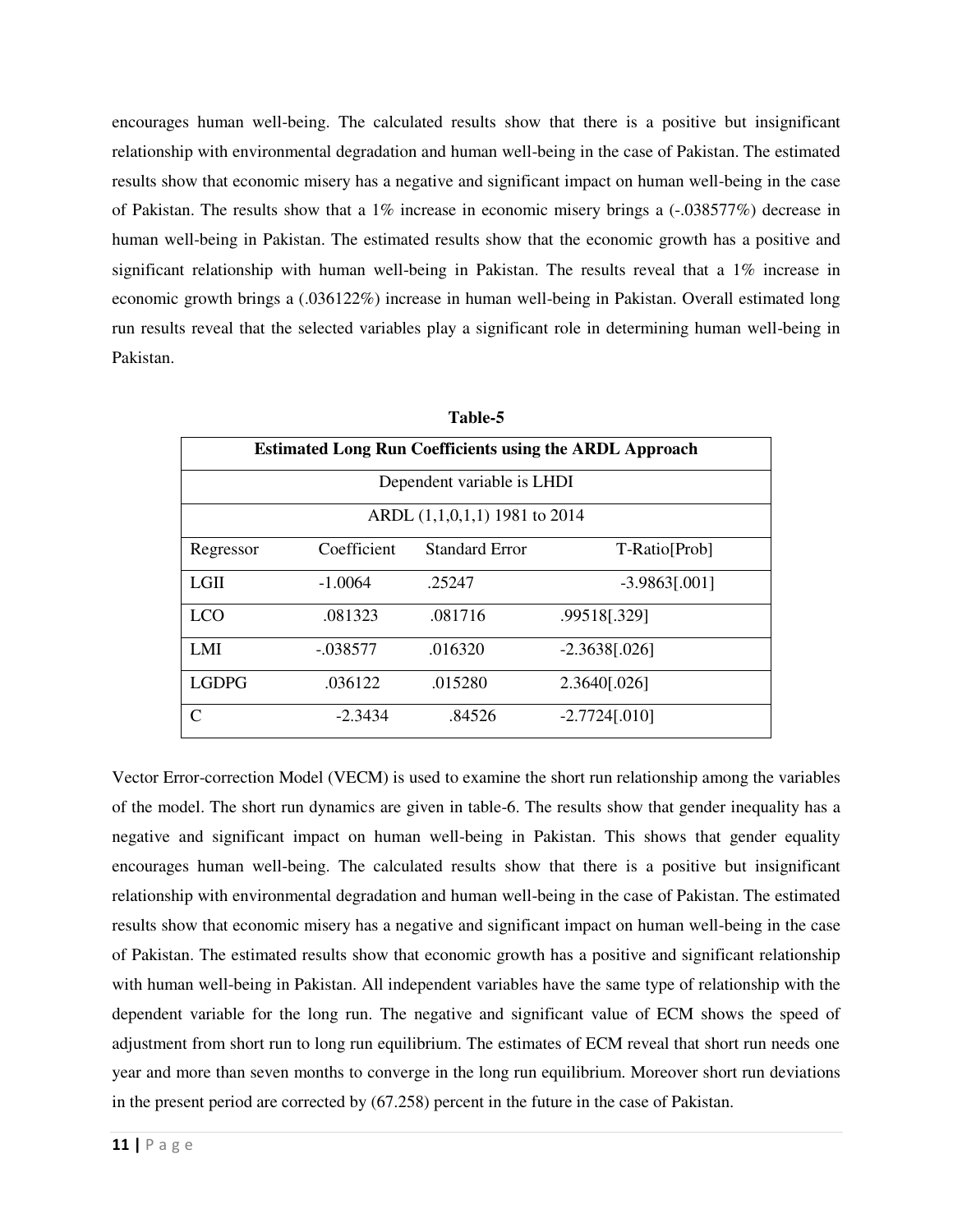encourages human well-being. The calculated results show that there is a positive but insignificant relationship with environmental degradation and human well-being in the case of Pakistan. The estimated results show that economic misery has a negative and significant impact on human well-being in the case of Pakistan. The results show that a 1% increase in economic misery brings a (-.038577%) decrease in human well-being in Pakistan. The estimated results show that the economic growth has a positive and significant relationship with human well-being in Pakistan. The results reveal that a 1% increase in economic growth brings a (.036122%) increase in human well-being in Pakistan. Overall estimated long run results reveal that the selected variables play a significant role in determining human well-being in Pakistan.

**Table-5**

| **Estimated Long Run Coefficients using the ARDL Approach** | | | |
|---|---|---|---|
| Dependent variable is LHDI | | | |
| ARDL (1,1,0,1,1) 1981 to 2014 | | | |
| Regressor | Coefficient | Standard Error | T-Ratio[Prob] |
| LGII | -1.0064 | .25247 | -3.9863[.001] |
| LCO | .081323 | .081716 | .99518[.329] |
| LMI | -.038577 | .016320 | -2.3638[.026] |
| LGDPG | .036122 | .015280 | 2.3640[.026] |
| C | -2.3434 | .84526 | -2.7724[.010] |

Vector Error-correction Model (VECM) is used to examine the short run relationship among the variables of the model. The short run dynamics are given in table-6. The results show that gender inequality has a negative and significant impact on human well-being in Pakistan. This shows that gender equality encourages human well-being. The calculated results show that there is a positive but insignificant relationship with environmental degradation and human well-being in the case of Pakistan. The estimated results show that economic misery has a negative and significant impact on human well-being in the case of Pakistan. The estimated results show that economic growth has a positive and significant relationship with human well-being in Pakistan. All independent variables have the same type of relationship with the dependent variable for the long run. The negative and significant value of ECM shows the speed of adjustment from short run to long run equilibrium. The estimates of ECM reveal that short run needs one year and more than seven months to converge in the long run equilibrium. Moreover short run deviations in the present period are corrected by (67.258) percent in the future in the case of Pakistan.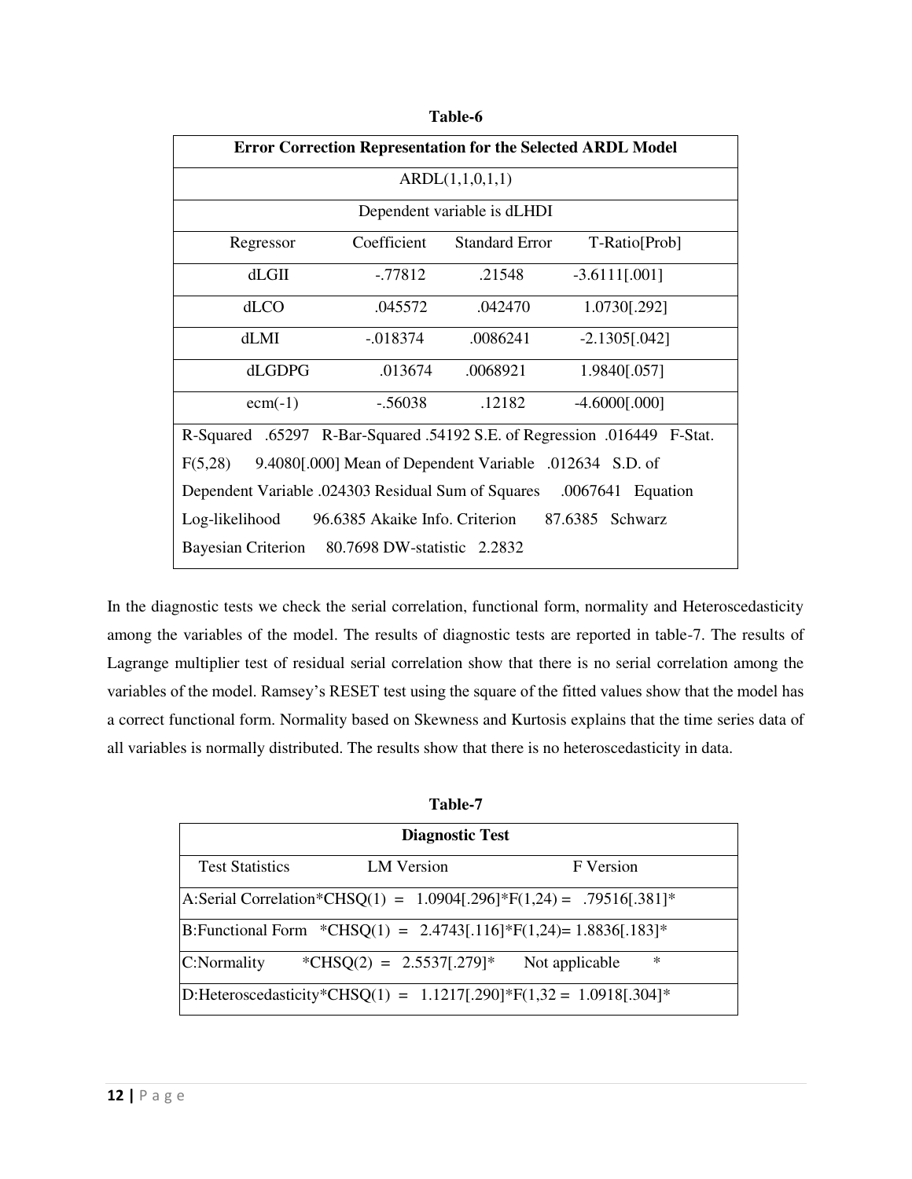**Table-6**

| Error Correction Representation for the Selected ARDL Model | | | |
|---|---|---|---|
| ARDL(1,1,0,1,1) | | | |
| Dependent variable is dLHDI | | | |
| Regressor | Coefficient | Standard Error | T-Ratio[Prob] |
| dLGII | -.77812 | .21548 | -3.6111[.001] |
| dLCO | .045572 | .042470 | 1.0730[.292] |
| dLMI | -.018374 | .0086241 | -2.1305[.042] |
| dLGDPG | .013674 | .0068921 | 1.9840[.057] |
| ecm(-1) | -.56038 | .12182 | -4.6000[.000] |
| R-Squared .65297 R-Bar-Squared .54192 S.E. of Regression .016449 F-Stat. F(5,28) 9.4080[.000] Mean of Dependent Variable .012634 S.D. of Dependent Variable .024303 Residual Sum of Squares .0067641 Equation Log-likelihood 96.6385 Akaike Info. Criterion 87.6385 Schwarz Bayesian Criterion 80.7698 DW-statistic 2.2832 | | | |

In the diagnostic tests we check the serial correlation, functional form, normality and Heteroscedasticity among the variables of the model. The results of diagnostic tests are reported in table-7. The results of Lagrange multiplier test of residual serial correlation show that there is no serial correlation among the variables of the model. Ramsey's RESET test using the square of the fitted values show that the model has a correct functional form. Normality based on Skewness and Kurtosis explains that the time series data of all variables is normally distributed. The results show that there is no heteroscedasticity in data.

**Table-7**

| Diagnostic Test | | |
|---|---|---|
| Test Statistics | LM Version | F Version |
| A:Serial Correlation | *CHSQ(1) = 1.0904[.296]* | F(1,24) = .79516[.381]* |
| B:Functional Form | *CHSQ(1) = 2.4743[.116]* | F(1,24)= 1.8836[.183]* |
| C:Normality | *CHSQ(2) = 2.5537[.279]* | Not applicable * |
| D:Heteroscedasticity | *CHSQ(1) = 1.1217[.290]* | F(1,32 = 1.0918[.304]* |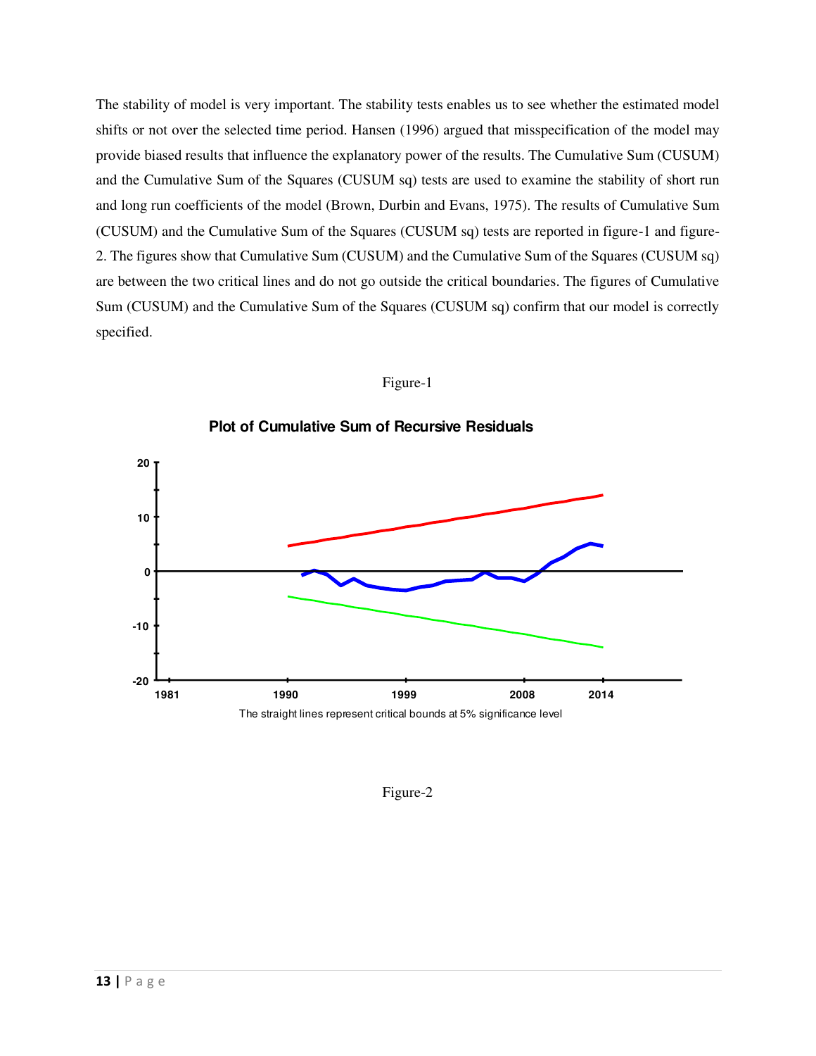The stability of model is very important. The stability tests enables us to see whether the estimated model shifts or not over the selected time period. Hansen (1996) argued that misspecification of the model may provide biased results that influence the explanatory power of the results. The Cumulative Sum (CUSUM) and the Cumulative Sum of the Squares (CUSUM sq) tests are used to examine the stability of short run and long run coefficients of the model (Brown, Durbin and Evans, 1975). The results of Cumulative Sum (CUSUM) and the Cumulative Sum of the Squares (CUSUM sq) tests are reported in figure-1 and figure-2. The figures show that Cumulative Sum (CUSUM) and the Cumulative Sum of the Squares (CUSUM sq) are between the two critical lines and do not go outside the critical boundaries. The figures of Cumulative Sum (CUSUM) and the Cumulative Sum of the Squares (CUSUM sq) confirm that our model is correctly specified.

Figure-1

**Plot of Cumulative Sum of Recursive Residuals**

The straight lines represent critical bounds at 5% significance level

Figure-2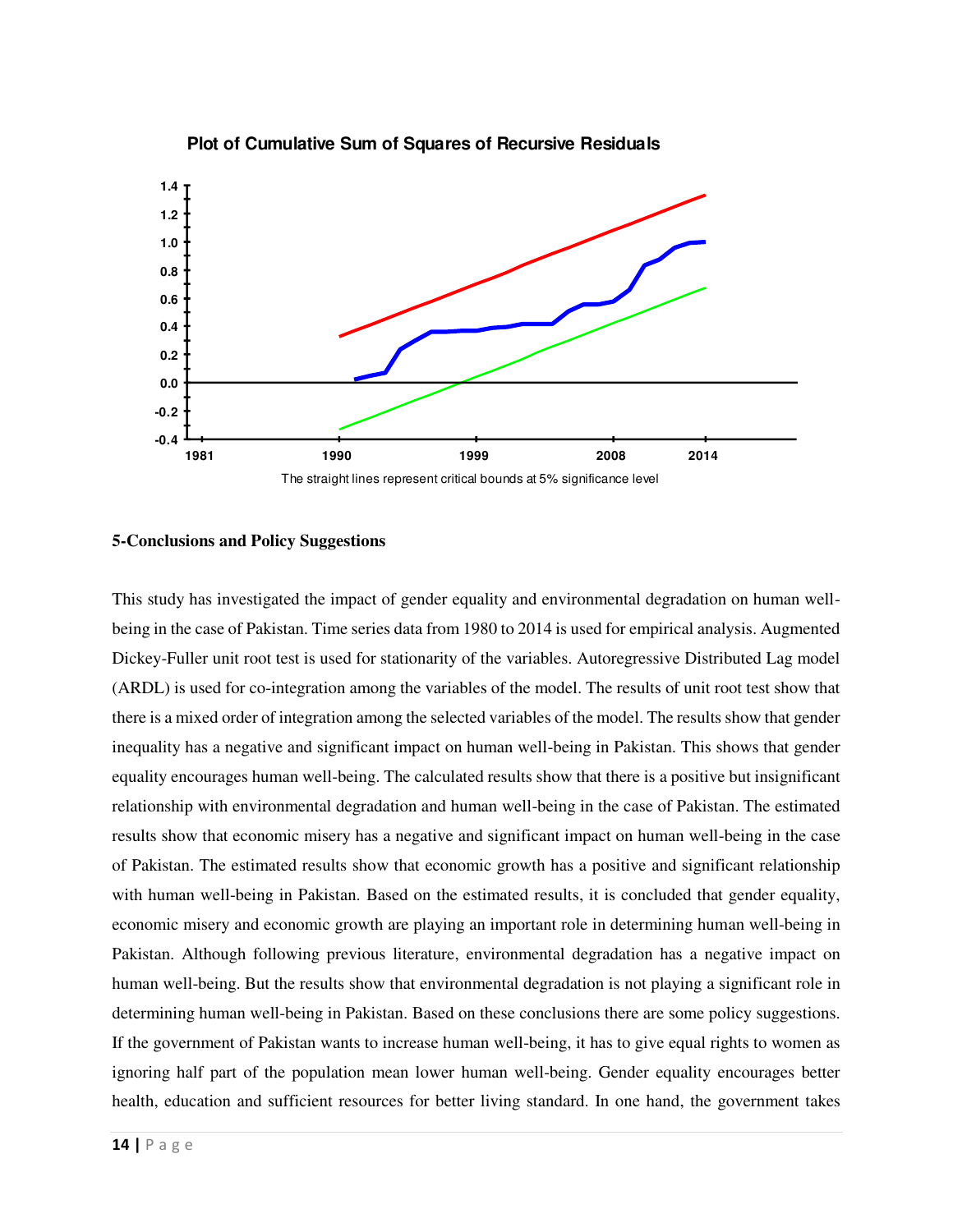**Plot of Cumulative Sum of Squares of Recursive Residuals**

The straight lines represent critical bounds at 5% significance level

## 5-Conclusions and Policy Suggestions

This study has investigated the impact of gender equality and environmental degradation on human well-being in the case of Pakistan. Time series data from 1980 to 2014 is used for empirical analysis. Augmented Dickey-Fuller unit root test is used for stationarity of the variables. Autoregressive Distributed Lag model (ARDL) is used for co-integration among the variables of the model. The results of unit root test show that there is a mixed order of integration among the selected variables of the model. The results show that gender inequality has a negative and significant impact on human well-being in Pakistan. This shows that gender equality encourages human well-being. The calculated results show that there is a positive but insignificant relationship with environmental degradation and human well-being in the case of Pakistan. The estimated results show that economic misery has a negative and significant impact on human well-being in the case of Pakistan. The estimated results show that economic growth has a positive and significant relationship with human well-being in Pakistan. Based on the estimated results, it is concluded that gender equality, economic misery and economic growth are playing an important role in determining human well-being in Pakistan. Although following previous literature, environmental degradation has a negative impact on human well-being. But the results show that environmental degradation is not playing a significant role in determining human well-being in Pakistan. Based on these conclusions there are some policy suggestions. If the government of Pakistan wants to increase human well-being, it has to give equal rights to women as ignoring half part of the population mean lower human well-being. Gender equality encourages better health, education and sufficient resources for better living standard. In one hand, the government takes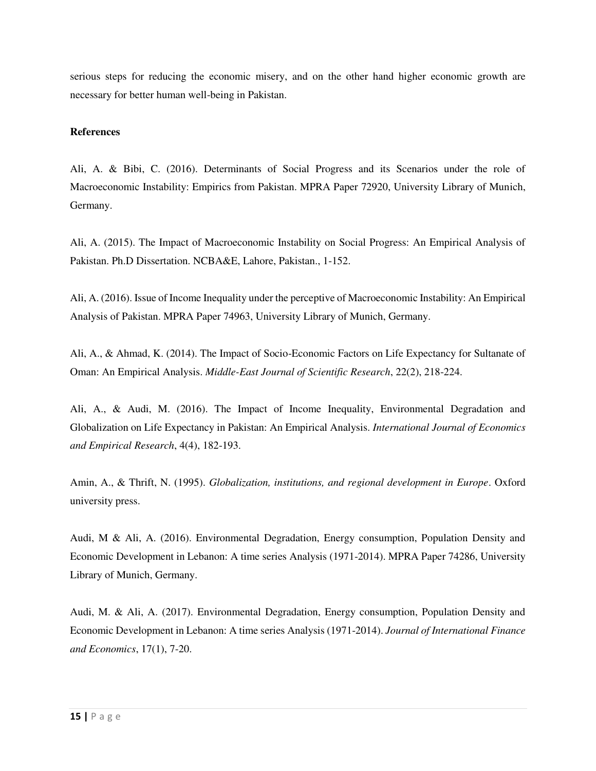serious steps for reducing the economic misery, and on the other hand higher economic growth are necessary for better human well-being in Pakistan.

**References**

Ali, A. & Bibi, C. (2016). Determinants of Social Progress and its Scenarios under the role of Macroeconomic Instability: Empirics from Pakistan. MPRA Paper 72920, University Library of Munich, Germany.

Ali, A. (2015). The Impact of Macroeconomic Instability on Social Progress: An Empirical Analysis of Pakistan. Ph.D Dissertation. NCBA&E, Lahore, Pakistan., 1-152.

Ali, A. (2016). Issue of Income Inequality under the perceptive of Macroeconomic Instability: An Empirical Analysis of Pakistan. MPRA Paper 74963, University Library of Munich, Germany.

Ali, A., & Ahmad, K. (2014). The Impact of Socio-Economic Factors on Life Expectancy for Sultanate of Oman: An Empirical Analysis. *Middle-East Journal of Scientific Research*, 22(2), 218-224.

Ali, A., & Audi, M. (2016). The Impact of Income Inequality, Environmental Degradation and Globalization on Life Expectancy in Pakistan: An Empirical Analysis. *International Journal of Economics and Empirical Research*, 4(4), 182-193.

Amin, A., & Thrift, N. (1995). *Globalization, institutions, and regional development in Europe*. Oxford university press.

Audi, M & Ali, A. (2016). Environmental Degradation, Energy consumption, Population Density and Economic Development in Lebanon: A time series Analysis (1971-2014). MPRA Paper 74286, University Library of Munich, Germany.

Audi, M. & Ali, A. (2017). Environmental Degradation, Energy consumption, Population Density and Economic Development in Lebanon: A time series Analysis (1971-2014). *Journal of International Finance and Economics*, 17(1), 7-20.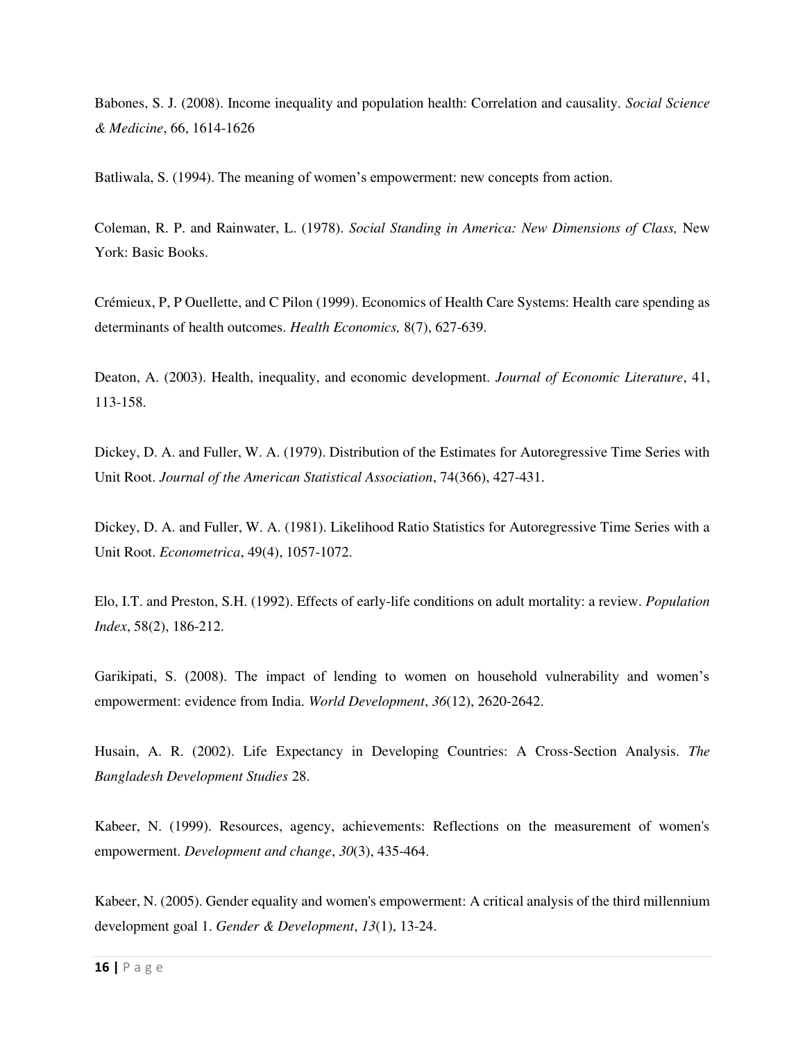Babones, S. J. (2008). Income inequality and population health: Correlation and causality. *Social Science & Medicine*, 66, 1614-1626

Batliwala, S. (1994). The meaning of women's empowerment: new concepts from action.

Coleman, R. P. and Rainwater, L. (1978). *Social Standing in America: New Dimensions of Class,* New York: Basic Books.

Crémieux, P, P Ouellette, and C Pilon (1999). Economics of Health Care Systems: Health care spending as determinants of health outcomes. *Health Economics,* 8(7), 627-639.

Deaton, A. (2003). Health, inequality, and economic development. *Journal of Economic Literature*, 41, 113-158.

Dickey, D. A. and Fuller, W. A. (1979). Distribution of the Estimates for Autoregressive Time Series with Unit Root. *Journal of the American Statistical Association*, 74(366), 427-431.

Dickey, D. A. and Fuller, W. A. (1981). Likelihood Ratio Statistics for Autoregressive Time Series with a Unit Root. *Econometrica*, 49(4), 1057-1072.

Elo, I.T. and Preston, S.H. (1992). Effects of early-life conditions on adult mortality: a review. *Population Index*, 58(2), 186-212.

Garikipati, S. (2008). The impact of lending to women on household vulnerability and women's empowerment: evidence from India. *World Development*, *36*(12), 2620-2642.

Husain, A. R. (2002). Life Expectancy in Developing Countries: A Cross-Section Analysis. *The Bangladesh Development Studies* 28.

Kabeer, N. (1999). Resources, agency, achievements: Reflections on the measurement of women's empowerment. *Development and change*, *30*(3), 435-464.

Kabeer, N. (2005). Gender equality and women's empowerment: A critical analysis of the third millennium development goal 1. *Gender & Development*, *13*(1), 13-24.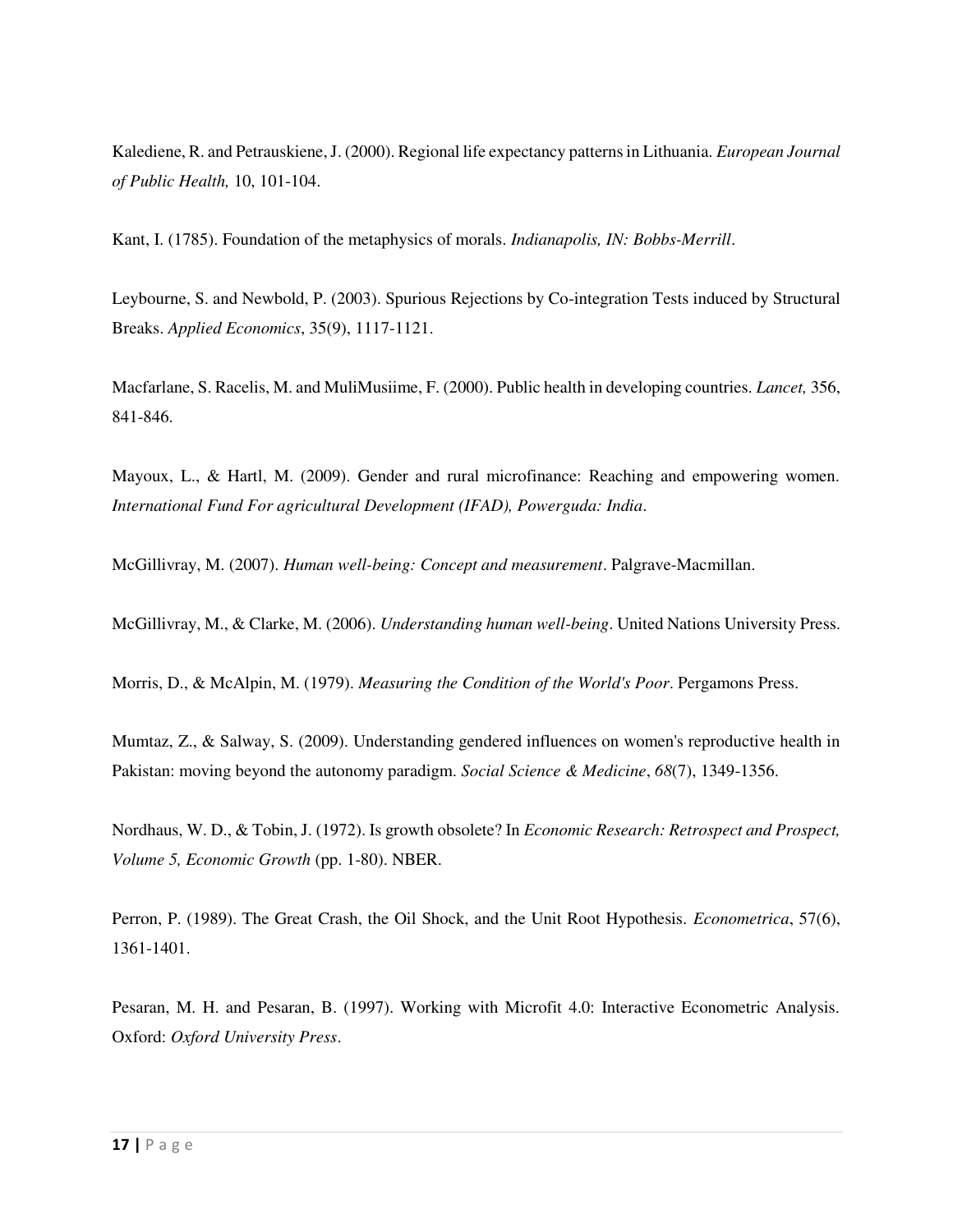Kalediene, R. and Petrauskiene, J. (2000). Regional life expectancy patterns in Lithuania. *European Journal of Public Health,* 10, 101-104.

Kant, I. (1785). Foundation of the metaphysics of morals. *Indianapolis, IN: Bobbs-Merrill*.

Leybourne, S. and Newbold, P. (2003). Spurious Rejections by Co-integration Tests induced by Structural Breaks. *Applied Economics*, 35(9), 1117-1121.

Macfarlane, S. Racelis, M. and MuliMusiime, F. (2000). Public health in developing countries. *Lancet,* 356, 841-846.

Mayoux, L., & Hartl, M. (2009). Gender and rural microfinance: Reaching and empowering women. *International Fund For agricultural Development (IFAD), Powerguda: India*.

McGillivray, M. (2007). *Human well-being: Concept and measurement*. Palgrave-Macmillan.

McGillivray, M., & Clarke, M. (2006). *Understanding human well-being*. United Nations University Press.

Morris, D., & McAlpin, M. (1979). *Measuring the Condition of the World's Poor*. Pergamons Press.

Mumtaz, Z., & Salway, S. (2009). Understanding gendered influences on women's reproductive health in Pakistan: moving beyond the autonomy paradigm. *Social Science & Medicine*, *68*(7), 1349-1356.

Nordhaus, W. D., & Tobin, J. (1972). Is growth obsolete? In *Economic Research: Retrospect and Prospect, Volume 5, Economic Growth* (pp. 1-80). NBER.

Perron, P. (1989). The Great Crash, the Oil Shock, and the Unit Root Hypothesis. *Econometrica*, 57(6), 1361-1401.

Pesaran, M. H. and Pesaran, B. (1997). Working with Microfit 4.0: Interactive Econometric Analysis. Oxford: *Oxford University Press*.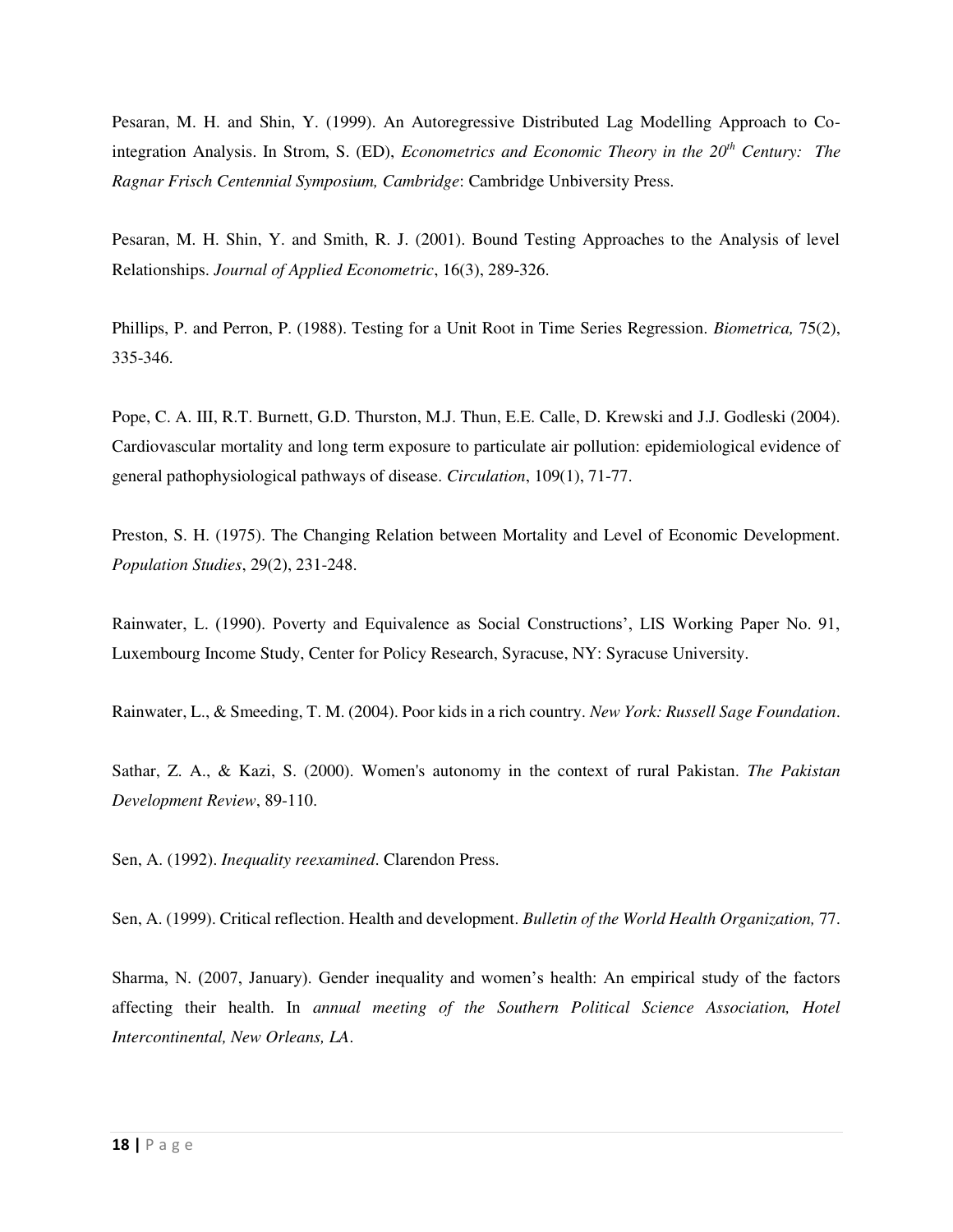Pesaran, M. H. and Shin, Y. (1999). An Autoregressive Distributed Lag Modelling Approach to Co-integration Analysis. In Strom, S. (ED), *Econometrics and Economic Theory in the 20th Century: The Ragnar Frisch Centennial Symposium, Cambridge*: Cambridge Unbiversity Press.

Pesaran, M. H. Shin, Y. and Smith, R. J. (2001). Bound Testing Approaches to the Analysis of level Relationships. *Journal of Applied Econometric*, 16(3), 289-326.

Phillips, P. and Perron, P. (1988). Testing for a Unit Root in Time Series Regression. *Biometrica,* 75(2), 335-346.

Pope, C. A. III, R.T. Burnett, G.D. Thurston, M.J. Thun, E.E. Calle, D. Krewski and J.J. Godleski (2004). Cardiovascular mortality and long term exposure to particulate air pollution: epidemiological evidence of general pathophysiological pathways of disease. *Circulation*, 109(1), 71-77.

Preston, S. H. (1975). The Changing Relation between Mortality and Level of Economic Development. *Population Studies*, 29(2), 231-248.

Rainwater, L. (1990). Poverty and Equivalence as Social Constructions', LIS Working Paper No. 91, Luxembourg Income Study, Center for Policy Research, Syracuse, NY: Syracuse University.

Rainwater, L., & Smeeding, T. M. (2004). Poor kids in a rich country. *New York: Russell Sage Foundation*.

Sathar, Z. A., & Kazi, S. (2000). Women's autonomy in the context of rural Pakistan. *The Pakistan Development Review*, 89-110.

Sen, A. (1992). *Inequality reexamined*. Clarendon Press.

Sen, A. (1999). Critical reflection. Health and development. *Bulletin of the World Health Organization,* 77.

Sharma, N. (2007, January). Gender inequality and women's health: An empirical study of the factors affecting their health. In *annual meeting of the Southern Political Science Association, Hotel Intercontinental, New Orleans, LA*.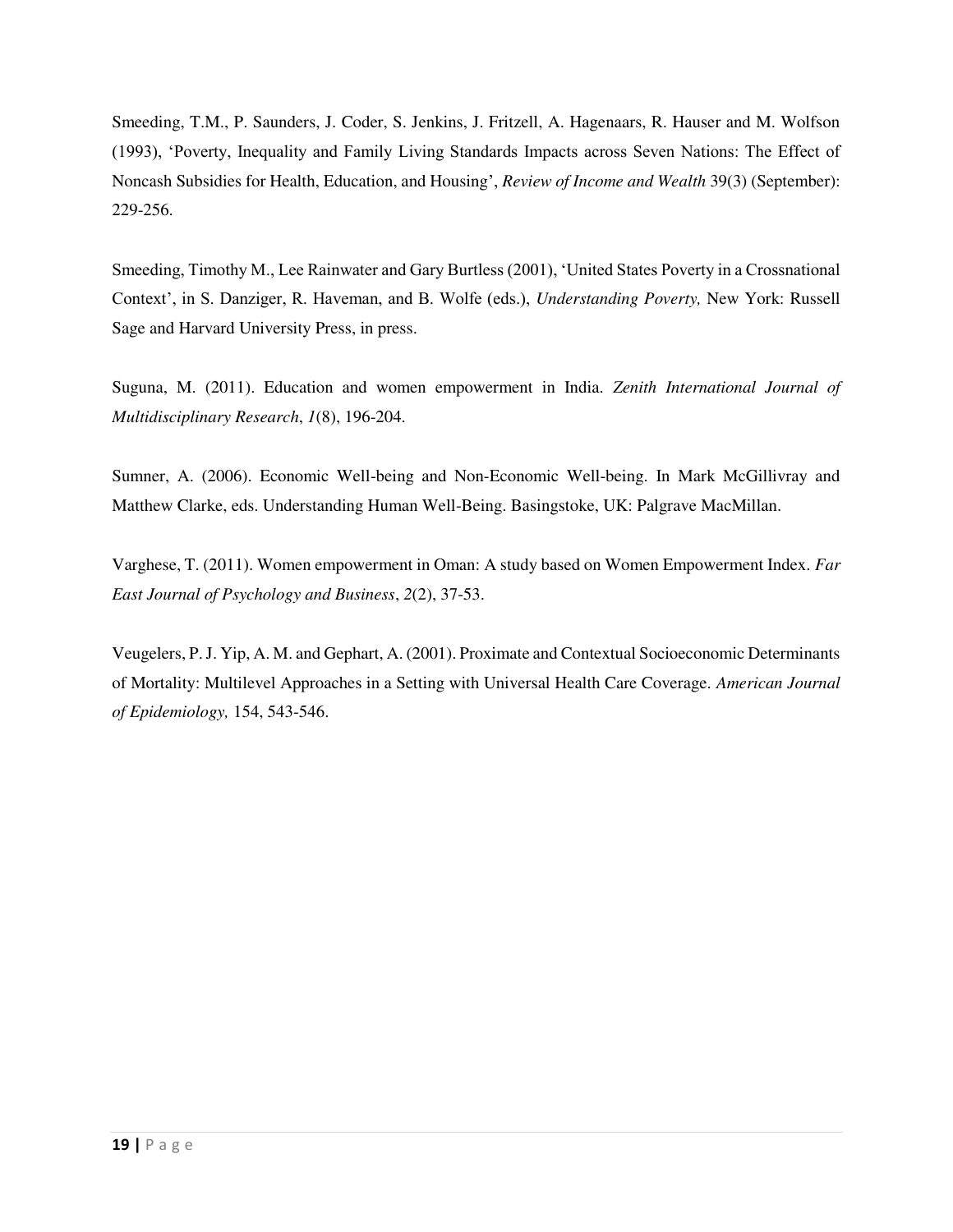Smeeding, T.M., P. Saunders, J. Coder, S. Jenkins, J. Fritzell, A. Hagenaars, R. Hauser and M. Wolfson (1993), 'Poverty, Inequality and Family Living Standards Impacts across Seven Nations: The Effect of Noncash Subsidies for Health, Education, and Housing', *Review of Income and Wealth* 39(3) (September): 229-256.

Smeeding, Timothy M., Lee Rainwater and Gary Burtless (2001), 'United States Poverty in a Crossnational Context', in S. Danziger, R. Haveman, and B. Wolfe (eds.), *Understanding Poverty,* New York: Russell Sage and Harvard University Press, in press.

Suguna, M. (2011). Education and women empowerment in India. *Zenith International Journal of Multidisciplinary Research*, *1*(8), 196-204.

Sumner, A. (2006). Economic Well-being and Non-Economic Well-being. In Mark McGillivray and Matthew Clarke, eds. Understanding Human Well-Being. Basingstoke, UK: Palgrave MacMillan.

Varghese, T. (2011). Women empowerment in Oman: A study based on Women Empowerment Index. *Far East Journal of Psychology and Business*, *2*(2), 37-53.

Veugelers, P. J. Yip, A. M. and Gephart, A. (2001). Proximate and Contextual Socioeconomic Determinants of Mortality: Multilevel Approaches in a Setting with Universal Health Care Coverage. *American Journal of Epidemiology,* 154, 543-546.